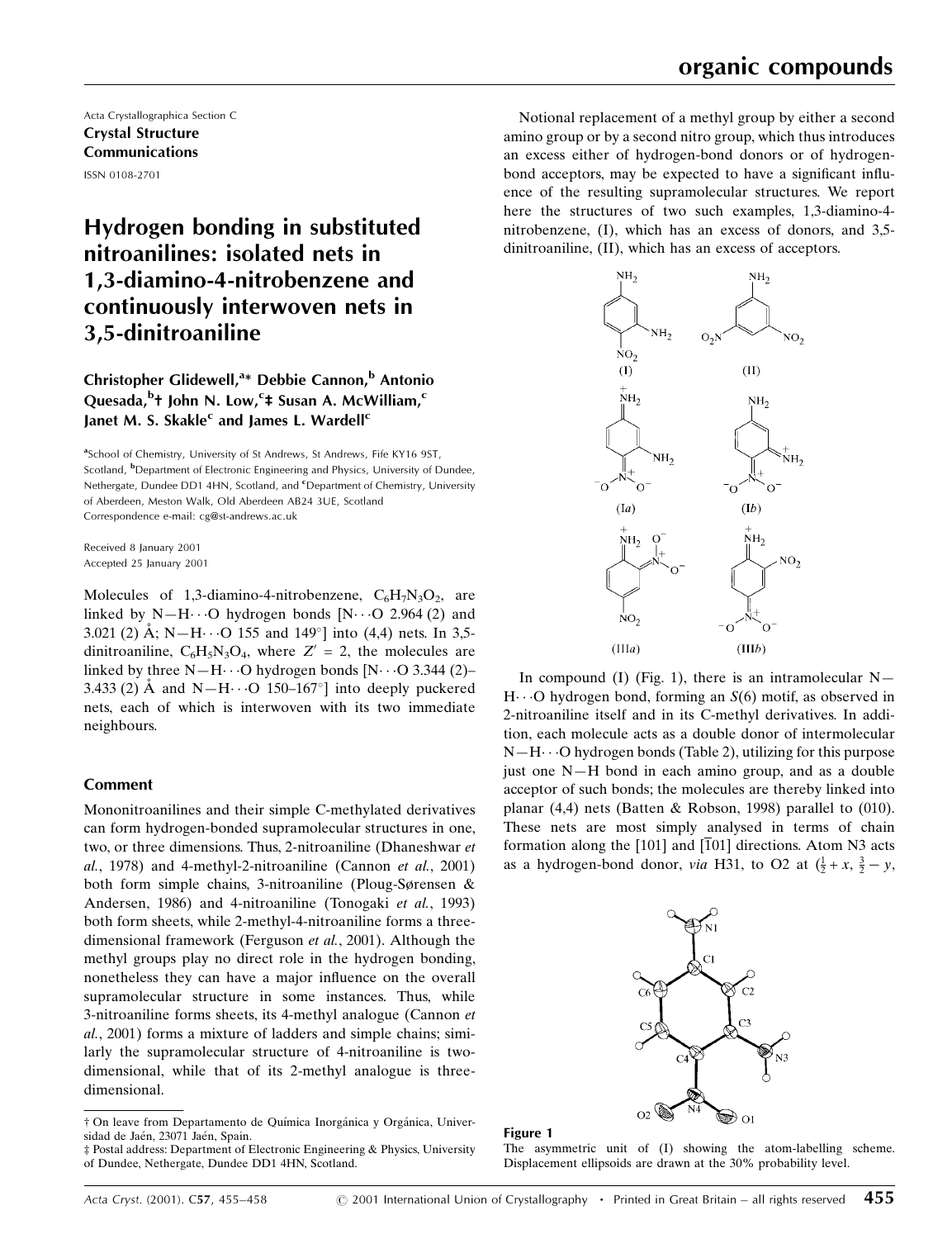Acta Crystallographica Section C
**Crystal Structure Communications**
ISSN 0108-2701

# Hydrogen bonding in substituted nitroanilines: isolated nets in 1,3-diamino-4-nitrobenzene and continuously interwoven nets in 3,5-dinitroaniline

**Christopher Glidewell,[a]* Debbie Cannon,[b] Antonio Quesada,[b]† John N. Low,[c]‡ Susan A. McWilliam,[c] Janet M. S. Skakle[c] and James L. Wardell[c]**

[a]School of Chemistry, University of St Andrews, St Andrews, Fife KY16 9ST, Scotland, [b]Department of Electronic Engineering and Physics, University of Dundee, Nethergate, Dundee DD1 4HN, Scotland, and [c]Department of Chemistry, University of Aberdeen, Meston Walk, Old Aberdeen AB24 3UE, Scotland
Correspondence e-mail: cg@st-andrews.ac.uk

Received 8 January 2001
Accepted 25 January 2001

Molecules of 1,3-diamino-4-nitrobenzene, $C_6H_7N_3O_2$, are linked by N—H···O hydrogen bonds [N···O 2.964 (2) and 3.021 (2) Å; N—H···O 155 and 149°] into (4,4) nets. In 3,5-dinitroaniline, $C_6H_5N_3O_4$, where $Z' = 2$, the molecules are linked by three N—H···O hydrogen bonds [N···O 3.344 (2)–3.433 (2) Å and N—H···O 150–167°] into deeply puckered nets, each of which is interwoven with its two immediate neighbours.

## Comment

Mononitroanilines and their simple C-methylated derivatives can form hydrogen-bonded supramolecular structures in one, two, or three dimensions. Thus, 2-nitroaniline (Dhaneshwar *et al.*, 1978) and 4-methyl-2-nitroaniline (Cannon *et al.*, 2001) both form simple chains, 3-nitroaniline (Ploug-Sørensen & Andersen, 1986) and 4-nitroaniline (Tonogaki *et al.*, 1993) both form sheets, while 2-methyl-4-nitroaniline forms a three-dimensional framework (Ferguson *et al.*, 2001). Although the methyl groups play no direct role in the hydrogen bonding, nonetheless they can have a major influence on the overall supramolecular structure in some instances. Thus, while 3-nitroaniline forms sheets, its 4-methyl analogue (Cannon *et al.*, 2001) forms a mixture of ladders and simple chains; similarly the supramolecular structure of 4-nitroaniline is two-dimensional, while that of its 2-methyl analogue is three-dimensional.

Notional replacement of a methyl group by either a second amino group or by a second nitro group, which thus introduces an excess either of hydrogen-bond donors or of hydrogen-bond acceptors, may be expected to have a significant influence of the resulting supramolecular structures. We report here the structures of two such examples, 1,3-diamino-4-nitrobenzene, (I), which has an excess of donors, and 3,5-dinitroaniline, (II), which has an excess of acceptors.

In compound (I) (Fig. 1), there is an intramolecular N—H···O hydrogen bond, forming an $S(6)$ motif, as observed in 2-nitroaniline itself and in its C-methyl derivatives. In addition, each molecule acts as a double donor of intermolecular N—H···O hydrogen bonds (Table 2), utilizing for this purpose just one N—H bond in each amino group, and as a double acceptor of such bonds; the molecules are thereby linked into planar (4,4) nets (Batten & Robson, 1998) parallel to (010). These nets are most simply analysed in terms of chain formation along the [101] and [$\bar{1}$01] directions. Atom N3 acts as a hydrogen-bond donor, *via* H31, to O2 at ($\frac{1}{2}+x$, $\frac{3}{2}-y$,

**Figure 1**
The asymmetric unit of (I) showing the atom-labelling scheme. Displacement ellipsoids are drawn at the 30% probability level.

† On leave from Departamento de Química Inorgánica y Orgánica, Universidad de Jaén, 23071 Jaén, Spain.
‡ Postal address: Department of Electronic Engineering & Physics, University of Dundee, Nethergate, Dundee DD1 4HN, Scotland.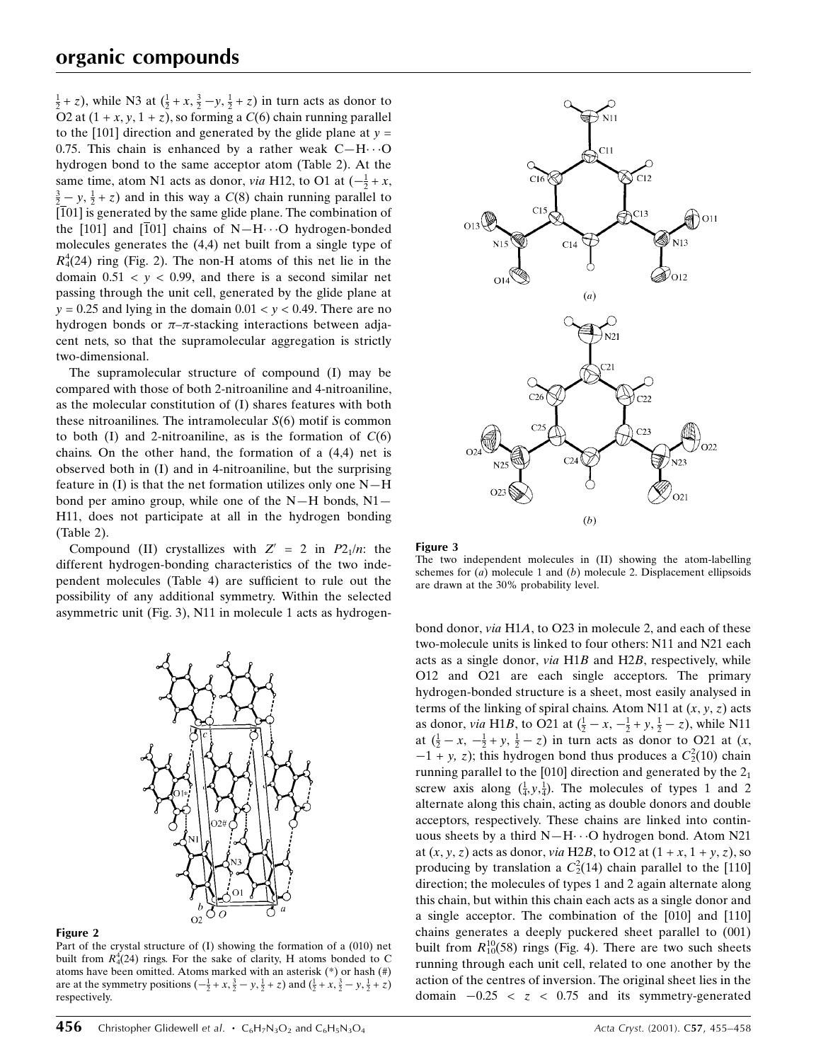$\frac{1}{2} + z$), while N3 at ($\frac{1}{2} + x, \frac{3}{2} - y, \frac{1}{2} + z$) in turn acts as donor to O2 at ($1 + x, y, 1 + z$), so forming a $C(6)$ chain running parallel to the [101] direction and generated by the glide plane at $y = 0.75$. This chain is enhanced by a rather weak C—H···O hydrogen bond to the same acceptor atom (Table 2). At the same time, atom N1 acts as donor, *via* H12, to O1 at ($-\frac{1}{2} + x, \frac{3}{2} - y, \frac{1}{2} + z$) and in this way a $C(8)$ chain running parallel to [$\overline{1}$01] is generated by the same glide plane. The combination of the [101] and [$\overline{1}$01] chains of N—H···O hydrogen-bonded molecules generates the (4,4) net built from a single type of $R_4^4(24)$ ring (Fig. 2). The non-H atoms of this net lie in the domain $0.51 < y < 0.99$, and there is a second similar net passing through the unit cell, generated by the glide plane at $y = 0.25$ and lying in the domain $0.01 < y < 0.49$. There are no hydrogen bonds or $\pi$–$\pi$-stacking interactions between adjacent nets, so that the supramolecular aggregation is strictly two-dimensional.

The supramolecular structure of compound (I) may be compared with those of both 2-nitroaniline and 4-nitroaniline, as the molecular constitution of (I) shares features with both these nitroanilines. The intramolecular $S(6)$ motif is common to both (I) and 2-nitroaniline, as is the formation of $C(6)$ chains. On the other hand, the formation of a (4,4) net is observed both in (I) and in 4-nitroaniline, but the surprising feature in (I) is that the net formation utilizes only one N—H bond per amino group, while one of the N—H bonds, N1—H11, does not participate at all in the hydrogen bonding (Table 2).

Compound (II) crystallizes with $Z' = 2$ in $P2_1/n$: the different hydrogen-bonding characteristics of the two independent molecules (Table 4) are sufficient to rule out the possibility of any additional symmetry. Within the selected asymmetric unit (Fig. 3), N11 in molecule 1 acts as hydrogen-bond donor, *via* H1*A*, to O23 in molecule 2, and each of these two-molecule units is linked to four others: N11 and N21 each acts as a single donor, *via* H1*B* and H2*B*, respectively, while O12 and O21 are each single acceptors. The primary hydrogen-bonded structure is a sheet, most easily analysed in terms of the linking of spiral chains. Atom N11 at ($x, y, z$) acts as donor, *via* H1*B*, to O21 at ($\frac{1}{2} - x, -\frac{1}{2} + y, \frac{1}{2} - z$), while N11 at ($\frac{1}{2} - x, -\frac{1}{2} + y, \frac{1}{2} - z$) in turn acts as donor to O21 at ($x, -1 + y, z$); this hydrogen bond thus produces a $C_2^2(10)$ chain running parallel to the [010] direction and generated by the $2_1$ screw axis along ($\frac{1}{4}, y, \frac{1}{4}$). The molecules of types 1 and 2 alternate along this chain, acting as double donors and double acceptors, respectively. These chains are linked into continuous sheets by a third N—H···O hydrogen bond. Atom N21 at ($x, y, z$) acts as donor, *via* H2*B*, to O12 at ($1 + x, 1 + y, z$), so producing by translation a $C_2^2(14)$ chain parallel to the [110] direction; the molecules of types 1 and 2 again alternate along this chain, but within this chain each acts as a single donor and a single acceptor. The combination of the [010] and [110] chains generates a deeply puckered sheet parallel to (001) built from $R_{10}^{10}(58)$ rings (Fig. 4). There are two such sheets running through each unit cell, related to one another by the action of the centres of inversion. The original sheet lies in the domain $-0.25 < z < 0.75$ and its symmetry-generated

**Figure 2**
Part of the crystal structure of (I) showing the formation of a (010) net built from $R_4^4(24)$ rings. For the sake of clarity, H atoms bonded to C atoms have been omitted. Atoms marked with an asterisk (*) or hash (#) are at the symmetry positions ($-\frac{1}{2} + x, \frac{3}{2} - y, \frac{1}{2} + z$) and ($\frac{1}{2} + x, \frac{3}{2} - y, \frac{1}{2} + z$) respectively.

**Figure 3**
The two independent molecules in (II) showing the atom-labelling schemes for (*a*) molecule 1 and (*b*) molecule 2. Displacement ellipsoids are drawn at the 30% probability level.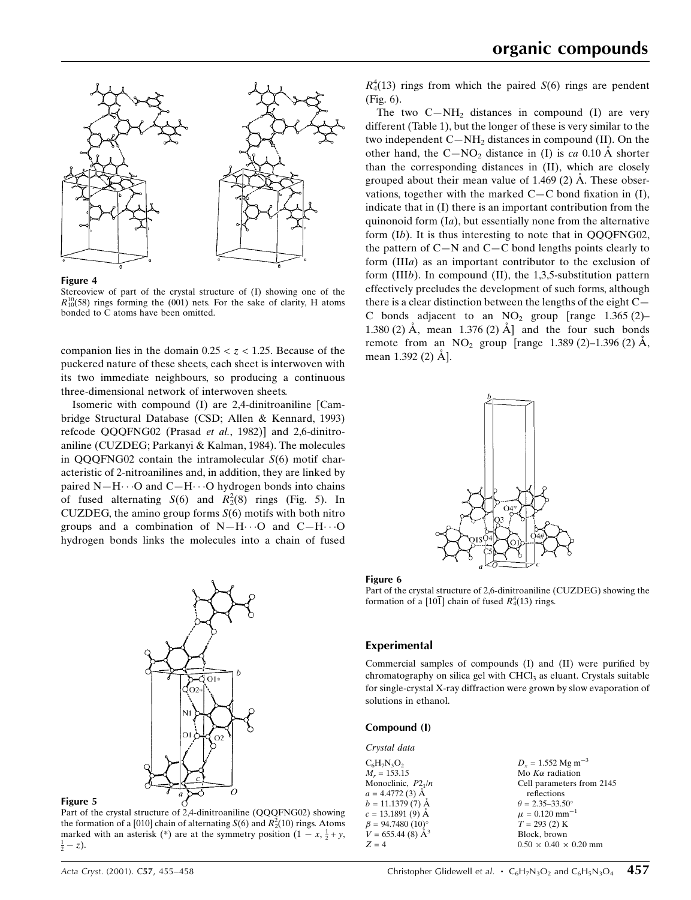**Figure 4**

Stereoview of part of the crystal structure of (I) showing one of the $R^{10}_{10}(58)$ rings forming the (001) nets. For the sake of clarity, H atoms bonded to C atoms have been omitted.

companion lies in the domain $0.25 < z < 1.25$. Because of the puckered nature of these sheets, each sheet is interwoven with its two immediate neighbours, so producing a continuous three-dimensional network of interwoven sheets.

Isomeric with compound (I) are 2,4-dinitroaniline [Cambridge Structural Database (CSD; Allen & Kennard, 1993) refcode QQQFNG02 (Prasad *et al.*, 1982)] and 2,6-dinitroaniline (CUZDEG; Parkanyi & Kalman, 1984). The molecules in QQQFNG02 contain the intramolecular $S(6)$ motif characteristic of 2-nitroanilines and, in addition, they are linked by paired N—H···O and C—H···O hydrogen bonds into chains of fused alternating $S(6)$ and $R^2_2(8)$ rings (Fig. 5). In CUZDEG, the amino group forms $S(6)$ motifs with both nitro groups and a combination of N—H···O and C—H···O hydrogen bonds links the molecules into a chain of fused

**Figure 5**

Part of the crystal structure of 2,4-dinitroaniline (QQQFNG02) showing the formation of a [010] chain of alternating $S(6)$ and $R^2_2(10)$ rings. Atoms marked with an asterisk (*) are at the symmetry position $(1-x, \frac{1}{2}+y, \frac{1}{2}-z)$.

$R^4_4(13)$ rings from which the paired $S(6)$ rings are pendent (Fig. 6).

The two C—$NH_2$ distances in compound (I) are very different (Table 1), but the longer of these is very similar to the two independent C—$NH_2$ distances in compound (II). On the other hand, the C—$NO_2$ distance in (I) is *ca* 0.10 Å shorter than the corresponding distances in (II), which are closely grouped about their mean value of 1.469 (2) Å. These observations, together with the marked C—C bond fixation in (I), indicate that in (I) there is an important contribution from the quinonoid form (I*a*), but essentially none from the alternative form (I*b*). It is thus interesting to note that in QQQFNG02, the pattern of C—N and C—C bond lengths points clearly to form (III*a*) as an important contributor to the exclusion of form (III*b*). In compound (II), the 1,3,5-substitution pattern effectively precludes the development of such forms, although there is a clear distinction between the lengths of the eight C—C bonds adjacent to an $NO_2$ group [range 1.365 (2)–1.380 (2) Å, mean 1.376 (2) Å] and the four such bonds remote from an $NO_2$ group [range 1.389 (2)–1.396 (2) Å, mean 1.392 (2) Å].

**Figure 6**

Part of the crystal structure of 2,6-dinitroaniline (CUZDEG) showing the formation of a $[10\overline{1}]$ chain of fused $R^4_4(13)$ rings.

## Experimental

Commercial samples of compounds (I) and (II) were purified by chromatography on silica gel with $CHCl_3$ as eluant. Crystals suitable for single-crystal X-ray diffraction were grown by slow evaporation of solutions in ethanol.

### Compound (I)

*Crystal data*

| | |
|---|---|
| $C_6H_7N_3O_2$ | $D_x = 1.552$ Mg m$^{-3}$ |
| $M_r = 153.15$ | Mo $K\alpha$ radiation |
| Monoclinic, $P2_1/n$ | Cell parameters from 2145 reflections |
| $a = 4.4772$ (3) Å | $\theta = 2.35$–$33.50°$ |
| $b = 11.1379$ (7) Å | $\mu = 0.120$ mm$^{-1}$ |
| $c = 13.1891$ (9) Å | $T = 293$ (2) K |
| $\beta = 94.7480$ (10)° | Block, brown |
| $V = 655.44$ (8) Å$^3$ | $0.50 \times 0.40 \times 0.20$ mm |
| $Z = 4$ | |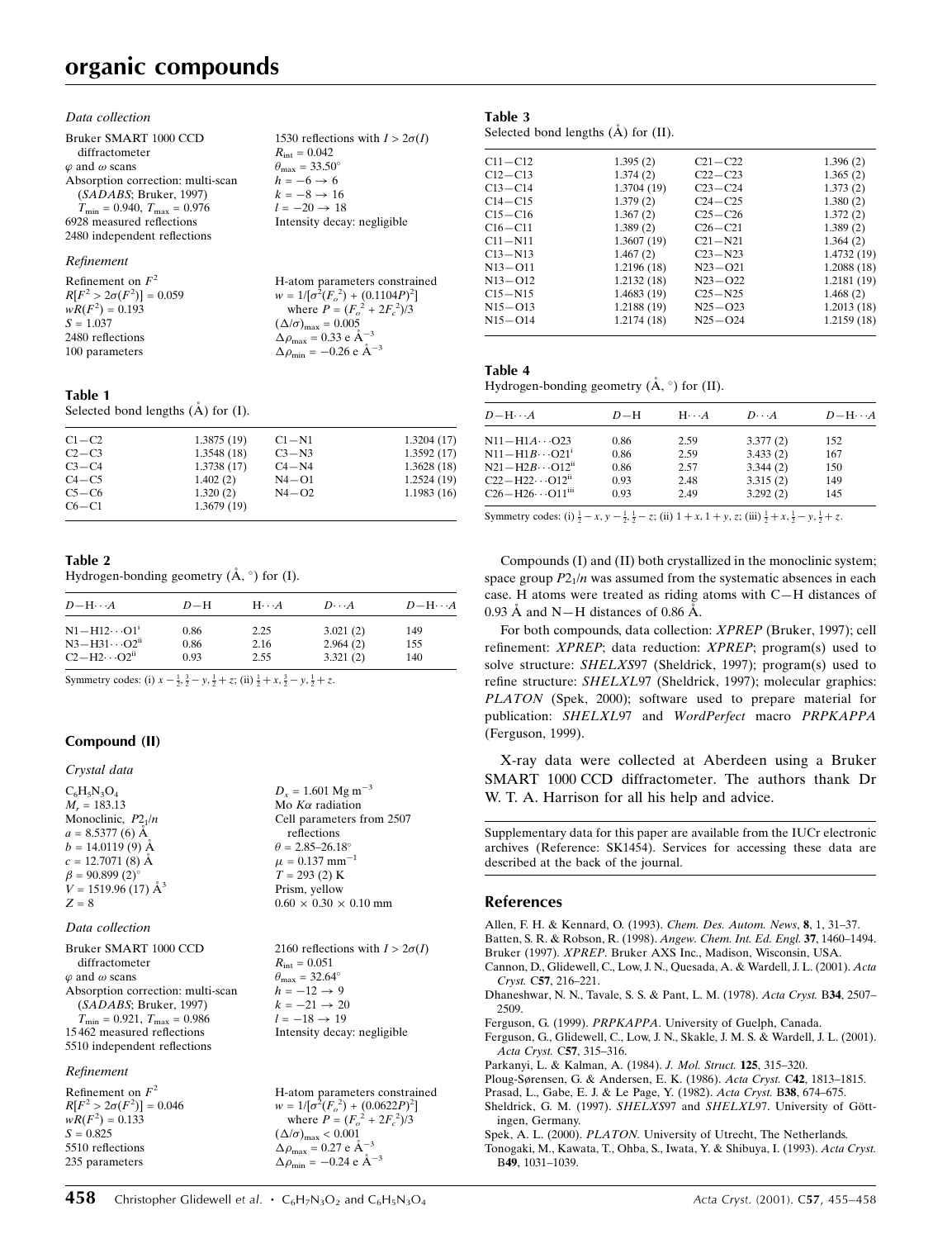*Data collection*

| | |
|---|---|
| Bruker SMART 1000 CCD diffractometer | 1530 reflections with $I > 2\sigma(I)$ |
| $\varphi$ and $\omega$ scans | $R_{int} = 0.042$ |
| Absorption correction: multi-scan (*SADABS*; Bruker, 1997) | $\theta_{max} = 33.50°$ |
| $T_{min} = 0.940$, $T_{max} = 0.976$ | $h = -6 \rightarrow 6$ |
| 6928 measured reflections | $k = -8 \rightarrow 16$ |
| 2480 independent reflections | $l = -20 \rightarrow 18$ |
| | Intensity decay: negligible |

*Refinement*

| | |
|---|---|
| Refinement on $F^2$ | H-atom parameters constrained |
| $R[F^2 > 2\sigma(F^2)] = 0.059$ | $w = 1/[\sigma^2(F_o^2) + (0.1104P)^2]$ |
| $wR(F^2) = 0.193$ | where $P = (F_o^2 + 2F_c^2)/3$ |
| $S = 1.037$ | $(\Delta/\sigma)_{max} = 0.005$ |
| 2480 reflections | $\Delta\rho_{max} = 0.33$ e Å$^{-3}$ |
| 100 parameters | $\Delta\rho_{min} = -0.26$ e Å$^{-3}$ |

**Table 1**
Selected bond lengths (Å) for (I).

| | | | |
|---|---|---|---|
| C1—C2 | 1.3875 (19) | C1—N1 | 1.3204 (17) |
| C2—C3 | 1.3548 (18) | C3—N3 | 1.3592 (17) |
| C3—C4 | 1.3738 (17) | C4—N4 | 1.3628 (18) |
| C4—C5 | 1.402 (2) | N4—O1 | 1.2524 (19) |
| C5—C6 | 1.320 (2) | N4—O2 | 1.1983 (16) |
| C6—C1 | 1.3679 (19) | | |

**Table 2**
Hydrogen-bonding geometry (Å, °) for (I).

| $D$—H···$A$ | $D$—H | H···$A$ | $D$···$A$ | $D$—H···$A$ |
|---|---|---|---|---|
| N1—H12···O1[i] | 0.86 | 2.25 | 3.021 (2) | 149 |
| N3—H31···O2[ii] | 0.86 | 2.16 | 2.964 (2) | 155 |
| C2—H2···O2[ii] | 0.93 | 2.55 | 3.321 (2) | 140 |

Symmetry codes: (i) $x - \frac{1}{2}, \frac{3}{2} - y, \frac{1}{2} + z$; (ii) $\frac{1}{2} + x, \frac{3}{2} - y, \frac{1}{2} + z$.

## Compound (II)

*Crystal data*

| | |
|---|---|
| $C_6H_5N_3O_4$ | $D_x = 1.601$ Mg m$^{-3}$ |
| $M_r = 183.13$ | Mo $K\alpha$ radiation |
| Monoclinic, $P2_1/n$ | Cell parameters from 2507 reflections |
| $a = 8.5377$ (6) Å | $\theta = 2.85$–$26.18°$ |
| $b = 14.0119$ (9) Å | $\mu = 0.137$ mm$^{-1}$ |
| $c = 12.7071$ (8) Å | $T = 293$ (2) K |
| $\beta = 90.899$ (2)° | Prism, yellow |
| $V = 1519.96$ (17) Å$^3$ | $0.60 \times 0.30 \times 0.10$ mm |
| $Z = 8$ | |

*Data collection*

| | |
|---|---|
| Bruker SMART 1000 CCD diffractometer | 2160 reflections with $I > 2\sigma(I)$ |
| $\varphi$ and $\omega$ scans | $R_{int} = 0.051$ |
| Absorption correction: multi-scan (*SADABS*; Bruker, 1997) | $\theta_{max} = 32.64°$ |
| $T_{min} = 0.921$, $T_{max} = 0.986$ | $h = -12 \rightarrow 9$ |
| 15 462 measured reflections | $k = -21 \rightarrow 20$ |
| 5510 independent reflections | $l = -18 \rightarrow 19$ |
| | Intensity decay: negligible |

*Refinement*

| | |
|---|---|
| Refinement on $F^2$ | H-atom parameters constrained |
| $R[F^2 > 2\sigma(F^2)] = 0.046$ | $w = 1/[\sigma^2(F_o^2) + (0.0622P)^2]$ |
| $wR(F^2) = 0.133$ | where $P = (F_o^2 + 2F_c^2)/3$ |
| $S = 0.825$ | $(\Delta/\sigma)_{max} < 0.001$ |
| 5510 reflections | $\Delta\rho_{max} = 0.27$ e Å$^{-3}$ |
| 235 parameters | $\Delta\rho_{min} = -0.24$ e Å$^{-3}$ |

**Table 3**
Selected bond lengths (Å) for (II).

| | | | |
|---|---|---|---|
| C11—C12 | 1.395 (2) | C21—C22 | 1.396 (2) |
| C12—C13 | 1.374 (2) | C22—C23 | 1.365 (2) |
| C13—C14 | 1.3704 (19) | C23—C24 | 1.373 (2) |
| C14—C15 | 1.379 (2) | C24—C25 | 1.380 (2) |
| C15—C16 | 1.367 (2) | C25—C26 | 1.372 (2) |
| C16—C11 | 1.389 (2) | C26—C21 | 1.389 (2) |
| C11—N11 | 1.3607 (19) | C21—N21 | 1.364 (2) |
| C13—N13 | 1.467 (2) | C23—N23 | 1.4732 (19) |
| N13—O11 | 1.2196 (18) | N23—O21 | 1.2088 (18) |
| N13—O12 | 1.2132 (18) | N23—O22 | 1.2181 (19) |
| C15—N15 | 1.4683 (19) | C25—N25 | 1.468 (2) |
| N15—O13 | 1.2188 (19) | N25—O23 | 1.2013 (18) |
| N15—O14 | 1.2174 (18) | N25—O24 | 1.2159 (18) |

**Table 4**
Hydrogen-bonding geometry (Å, °) for (II).

| $D$—H···$A$ | $D$—H | H···$A$ | $D$···$A$ | $D$—H···$A$ |
|---|---|---|---|---|
| N11—H1*A*···O23 | 0.86 | 2.59 | 3.377 (2) | 152 |
| N11—H1*B*···O21[i] | 0.86 | 2.59 | 3.433 (2) | 167 |
| N21—H2*B*···O12[ii] | 0.86 | 2.57 | 3.344 (2) | 150 |
| C22—H22···O12[ii] | 0.93 | 2.48 | 3.315 (2) | 149 |
| C26—H26···O11[iii] | 0.93 | 2.49 | 3.292 (2) | 145 |

Symmetry codes: (i) $\frac{1}{2} - x, y - \frac{1}{2}, \frac{1}{2} - z$; (ii) $1 + x, 1 + y, z$; (iii) $\frac{1}{2} + x, \frac{1}{2} - y, \frac{1}{2} + z$.

Compounds (I) and (II) both crystallized in the monoclinic system; space group $P2_1/n$ was assumed from the systematic absences in each case. H atoms were treated as riding atoms with C—H distances of 0.93 Å and N—H distances of 0.86 Å.

For both compounds, data collection: *XPREP* (Bruker, 1997); cell refinement: *XPREP*; data reduction: *XPREP*; program(s) used to solve structure: *SHELXS*97 (Sheldrick, 1997); program(s) used to refine structure: *SHELXL*97 (Sheldrick, 1997); molecular graphics: *PLATON* (Spek, 2000); software used to prepare material for publication: *SHELXL*97 and *WordPerfect* macro *PRPKAPPA* (Ferguson, 1999).

X-ray data were collected at Aberdeen using a Bruker SMART 1000 CCD diffractometer. The authors thank Dr W. T. A. Harrison for all his help and advice.

Supplementary data for this paper are available from the IUCr electronic archives (Reference: SK1454). Services for accessing these data are described at the back of the journal.

## References

Allen, F. H. & Kennard, O. (1993). *Chem. Des. Autom. News*, **8**, 1, 31–37.
Batten, S. R. & Robson, R. (1998). *Angew. Chem. Int. Ed. Engl.* **37**, 1460–1494.
Bruker (1997). *XPREP*. Bruker AXS Inc., Madison, Wisconsin, USA.
Cannon, D., Glidewell, C., Low, J. N., Quesada, A. & Wardell, J. L. (2001). *Acta Cryst.* C**57**, 216–221.
Dhaneshwar, N. N., Tavale, S. S. & Pant, L. M. (1978). *Acta Cryst.* B**34**, 2507–2509.
Ferguson, G. (1999). *PRPKAPPA*. University of Guelph, Canada.
Ferguson, G., Glidewell, C., Low, J. N., Skakle, J. M. S. & Wardell, J. L. (2001). *Acta Cryst.* C**57**, 315–316.
Parkanyi, L. & Kalman, A. (1984). *J. Mol. Struct.* **125**, 315–320.
Ploug-Sørensen, G. & Andersen, E. K. (1986). *Acta Cryst.* C**42**, 1813–1815.
Prasad, L., Gabe, E. J. & Le Page, Y. (1982). *Acta Cryst.* B**38**, 674–675.
Sheldrick, G. M. (1997). *SHELXS*97 and *SHELXL*97. University of Göttingen, Germany.
Spek, A. L. (2000). *PLATON*. University of Utrecht, The Netherlands.
Tonogaki, M., Kawata, T., Ohba, S., Iwata, Y. & Shibuya, I. (1993). *Acta Cryst.* B**49**, 1031–1039.